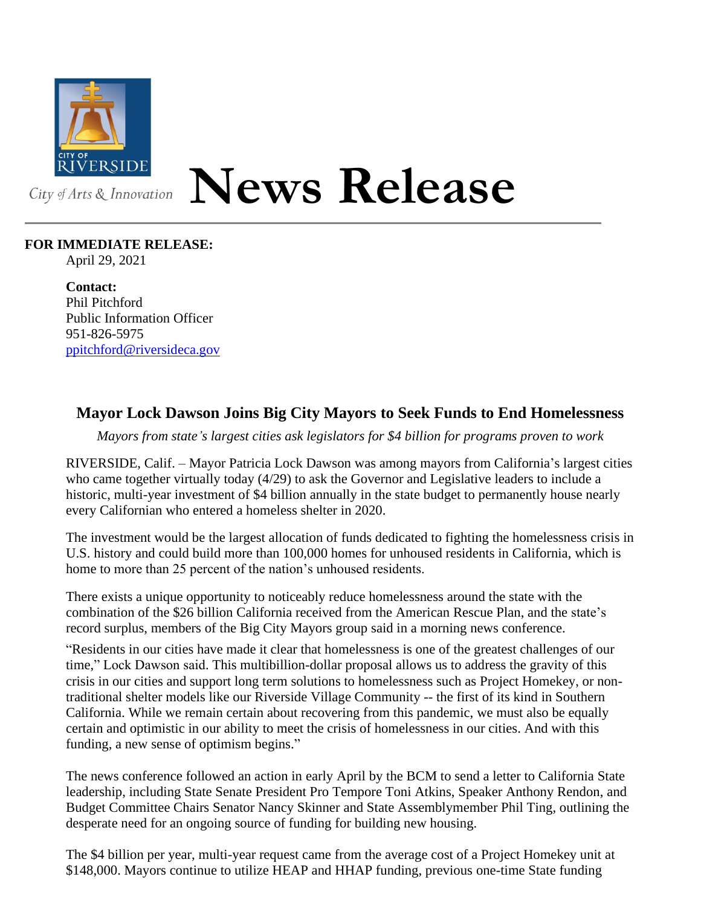City of Riverside

City of Arts & Innovation

# News Release

**FOR IMMEDIATE RELEASE:**
April 29, 2021

**Contact:**
Phil Pitchford
Public Information Officer
951-826-5975
ppitchford@riversideca.gov

## Mayor Lock Dawson Joins Big City Mayors to Seek Funds to End Homelessness

*Mayors from state's largest cities ask legislators for $4 billion for programs proven to work*

RIVERSIDE, Calif. – Mayor Patricia Lock Dawson was among mayors from California's largest cities who came together virtually today (4/29) to ask the Governor and Legislative leaders to include a historic, multi-year investment of $4 billion annually in the state budget to permanently house nearly every Californian who entered a homeless shelter in 2020.

The investment would be the largest allocation of funds dedicated to fighting the homelessness crisis in U.S. history and could build more than 100,000 homes for unhoused residents in California, which is home to more than 25 percent of the nation's unhoused residents.

There exists a unique opportunity to noticeably reduce homelessness around the state with the combination of the $26 billion California received from the American Rescue Plan, and the state's record surplus, members of the Big City Mayors group said in a morning news conference.

"Residents in our cities have made it clear that homelessness is one of the greatest challenges of our time," Lock Dawson said. This multibillion-dollar proposal allows us to address the gravity of this crisis in our cities and support long term solutions to homelessness such as Project Homekey, or non-traditional shelter models like our Riverside Village Community -- the first of its kind in Southern California. While we remain certain about recovering from this pandemic, we must also be equally certain and optimistic in our ability to meet the crisis of homelessness in our cities. And with this funding, a new sense of optimism begins."

The news conference followed an action in early April by the BCM to send a letter to California State leadership, including State Senate President Pro Tempore Toni Atkins, Speaker Anthony Rendon, and Budget Committee Chairs Senator Nancy Skinner and State Assemblymember Phil Ting, outlining the desperate need for an ongoing source of funding for building new housing.

The $4 billion per year, multi-year request came from the average cost of a Project Homekey unit at $148,000. Mayors continue to utilize HEAP and HHAP funding, previous one-time State funding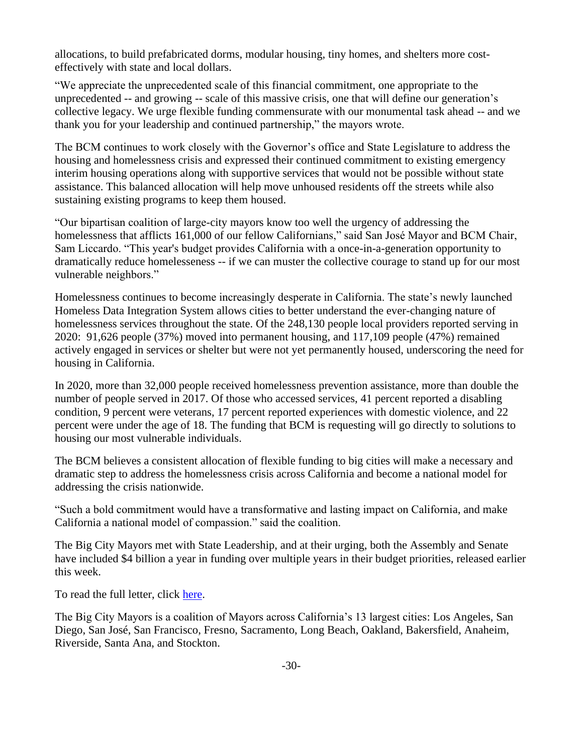allocations, to build prefabricated dorms, modular housing, tiny homes, and shelters more cost-effectively with state and local dollars.

"We appreciate the unprecedented scale of this financial commitment, one appropriate to the unprecedented -- and growing -- scale of this massive crisis, one that will define our generation's collective legacy. We urge flexible funding commensurate with our monumental task ahead -- and we thank you for your leadership and continued partnership," the mayors wrote.

The BCM continues to work closely with the Governor's office and State Legislature to address the housing and homelessness crisis and expressed their continued commitment to existing emergency interim housing operations along with supportive services that would not be possible without state assistance. This balanced allocation will help move unhoused residents off the streets while also sustaining existing programs to keep them housed.

"Our bipartisan coalition of large-city mayors know too well the urgency of addressing the homelessness that afflicts 161,000 of our fellow Californians," said San José Mayor and BCM Chair, Sam Liccardo. "This year's budget provides California with a once-in-a-generation opportunity to dramatically reduce homelesseness -- if we can muster the collective courage to stand up for our most vulnerable neighbors."

Homelessness continues to become increasingly desperate in California. The state's newly launched Homeless Data Integration System allows cities to better understand the ever-changing nature of homelessness services throughout the state. Of the 248,130 people local providers reported serving in 2020: 91,626 people (37%) moved into permanent housing, and 117,109 people (47%) remained actively engaged in services or shelter but were not yet permanently housed, underscoring the need for housing in California.

In 2020, more than 32,000 people received homelessness prevention assistance, more than double the number of people served in 2017. Of those who accessed services, 41 percent reported a disabling condition, 9 percent were veterans, 17 percent reported experiences with domestic violence, and 22 percent were under the age of 18. The funding that BCM is requesting will go directly to solutions to housing our most vulnerable individuals.

The BCM believes a consistent allocation of flexible funding to big cities will make a necessary and dramatic step to address the homelessness crisis across California and become a national model for addressing the crisis nationwide.

"Such a bold commitment would have a transformative and lasting impact on California, and make California a national model of compassion." said the coalition.

The Big City Mayors met with State Leadership, and at their urging, both the Assembly and Senate have included $4 billion a year in funding over multiple years in their budget priorities, released earlier this week.

To read the full letter, click here.

The Big City Mayors is a coalition of Mayors across California's 13 largest cities: Los Angeles, San Diego, San José, San Francisco, Fresno, Sacramento, Long Beach, Oakland, Bakersfield, Anaheim, Riverside, Santa Ana, and Stockton.

-30-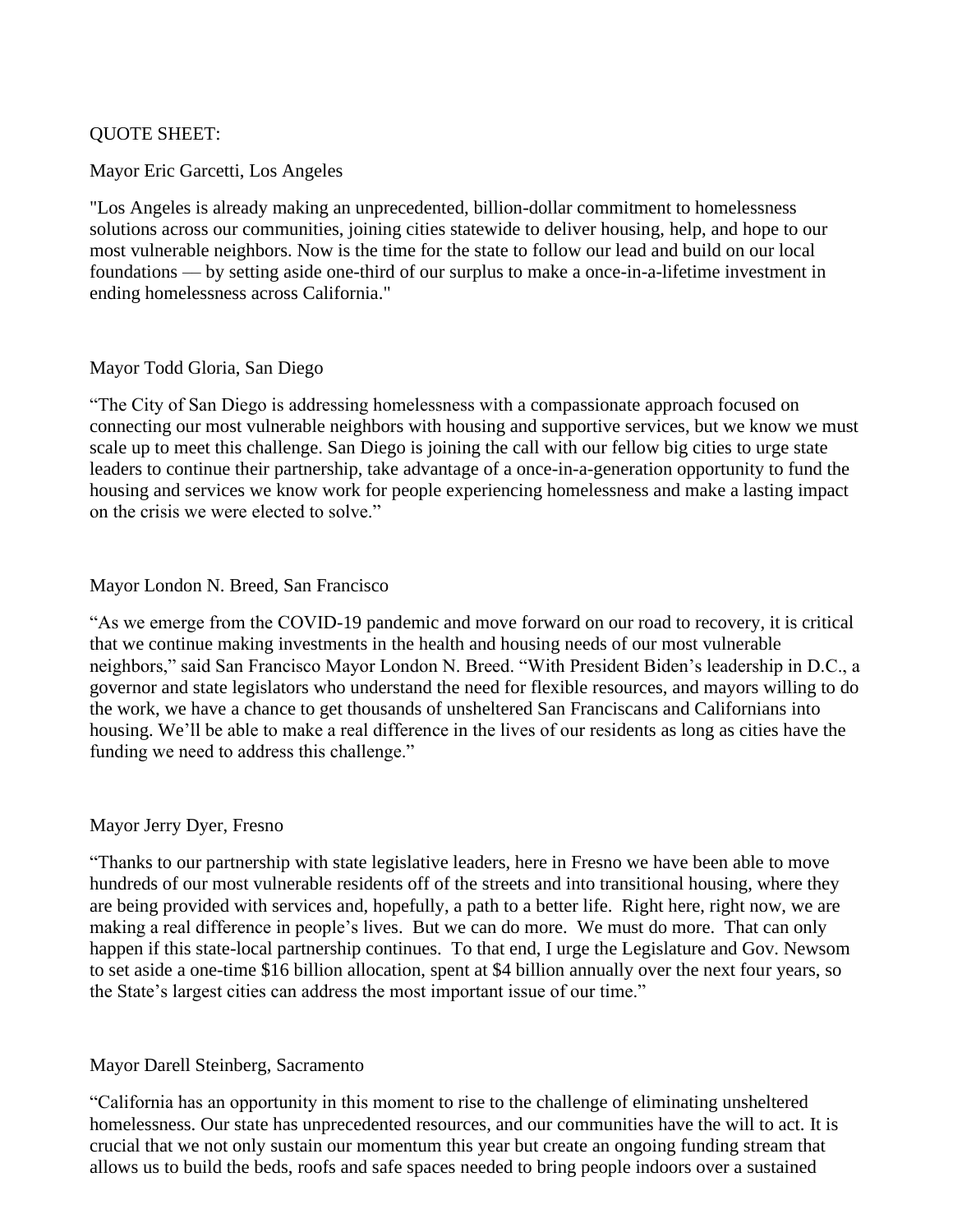QUOTE SHEET:

Mayor Eric Garcetti, Los Angeles

"Los Angeles is already making an unprecedented, billion-dollar commitment to homelessness solutions across our communities, joining cities statewide to deliver housing, help, and hope to our most vulnerable neighbors. Now is the time for the state to follow our lead and build on our local foundations — by setting aside one-third of our surplus to make a once-in-a-lifetime investment in ending homelessness across California."

Mayor Todd Gloria, San Diego

"The City of San Diego is addressing homelessness with a compassionate approach focused on connecting our most vulnerable neighbors with housing and supportive services, but we know we must scale up to meet this challenge. San Diego is joining the call with our fellow big cities to urge state leaders to continue their partnership, take advantage of a once-in-a-generation opportunity to fund the housing and services we know work for people experiencing homelessness and make a lasting impact on the crisis we were elected to solve."

Mayor London N. Breed, San Francisco

"As we emerge from the COVID-19 pandemic and move forward on our road to recovery, it is critical that we continue making investments in the health and housing needs of our most vulnerable neighbors," said San Francisco Mayor London N. Breed. "With President Biden's leadership in D.C., a governor and state legislators who understand the need for flexible resources, and mayors willing to do the work, we have a chance to get thousands of unsheltered San Franciscans and Californians into housing. We'll be able to make a real difference in the lives of our residents as long as cities have the funding we need to address this challenge."

Mayor Jerry Dyer, Fresno

"Thanks to our partnership with state legislative leaders, here in Fresno we have been able to move hundreds of our most vulnerable residents off of the streets and into transitional housing, where they are being provided with services and, hopefully, a path to a better life. Right here, right now, we are making a real difference in people's lives. But we can do more. We must do more. That can only happen if this state-local partnership continues. To that end, I urge the Legislature and Gov. Newsom to set aside a one-time $16 billion allocation, spent at $4 billion annually over the next four years, so the State's largest cities can address the most important issue of our time."

Mayor Darell Steinberg, Sacramento

"California has an opportunity in this moment to rise to the challenge of eliminating unsheltered homelessness. Our state has unprecedented resources, and our communities have the will to act. It is crucial that we not only sustain our momentum this year but create an ongoing funding stream that allows us to build the beds, roofs and safe spaces needed to bring people indoors over a sustained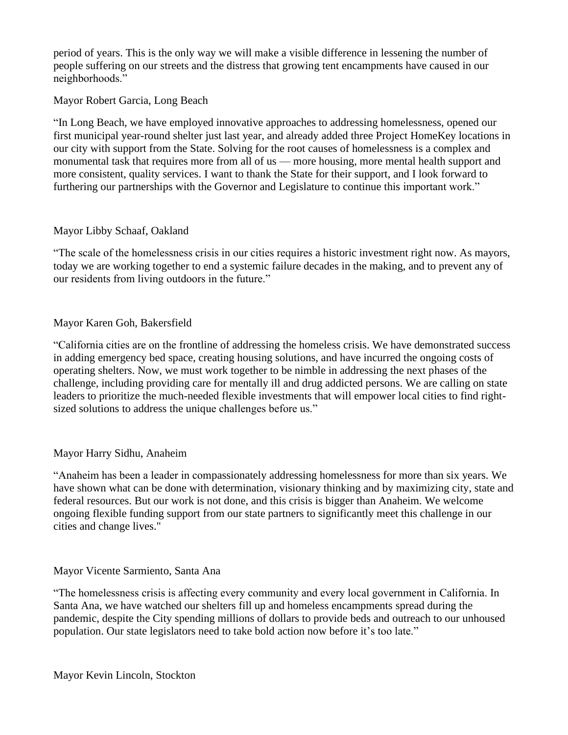period of years. This is the only way we will make a visible difference in lessening the number of people suffering on our streets and the distress that growing tent encampments have caused in our neighborhoods."

Mayor Robert Garcia, Long Beach

"In Long Beach, we have employed innovative approaches to addressing homelessness, opened our first municipal year-round shelter just last year, and already added three Project HomeKey locations in our city with support from the State. Solving for the root causes of homelessness is a complex and monumental task that requires more from all of us — more housing, more mental health support and more consistent, quality services. I want to thank the State for their support, and I look forward to furthering our partnerships with the Governor and Legislature to continue this important work."

Mayor Libby Schaaf, Oakland

"The scale of the homelessness crisis in our cities requires a historic investment right now. As mayors, today we are working together to end a systemic failure decades in the making, and to prevent any of our residents from living outdoors in the future."

Mayor Karen Goh, Bakersfield

"California cities are on the frontline of addressing the homeless crisis. We have demonstrated success in adding emergency bed space, creating housing solutions, and have incurred the ongoing costs of operating shelters. Now, we must work together to be nimble in addressing the next phases of the challenge, including providing care for mentally ill and drug addicted persons. We are calling on state leaders to prioritize the much-needed flexible investments that will empower local cities to find right-sized solutions to address the unique challenges before us."

Mayor Harry Sidhu, Anaheim

"Anaheim has been a leader in compassionately addressing homelessness for more than six years. We have shown what can be done with determination, visionary thinking and by maximizing city, state and federal resources. But our work is not done, and this crisis is bigger than Anaheim. We welcome ongoing flexible funding support from our state partners to significantly meet this challenge in our cities and change lives."

Mayor Vicente Sarmiento, Santa Ana

"The homelessness crisis is affecting every community and every local government in California. In Santa Ana, we have watched our shelters fill up and homeless encampments spread during the pandemic, despite the City spending millions of dollars to provide beds and outreach to our unhoused population. Our state legislators need to take bold action now before it's too late."

Mayor Kevin Lincoln, Stockton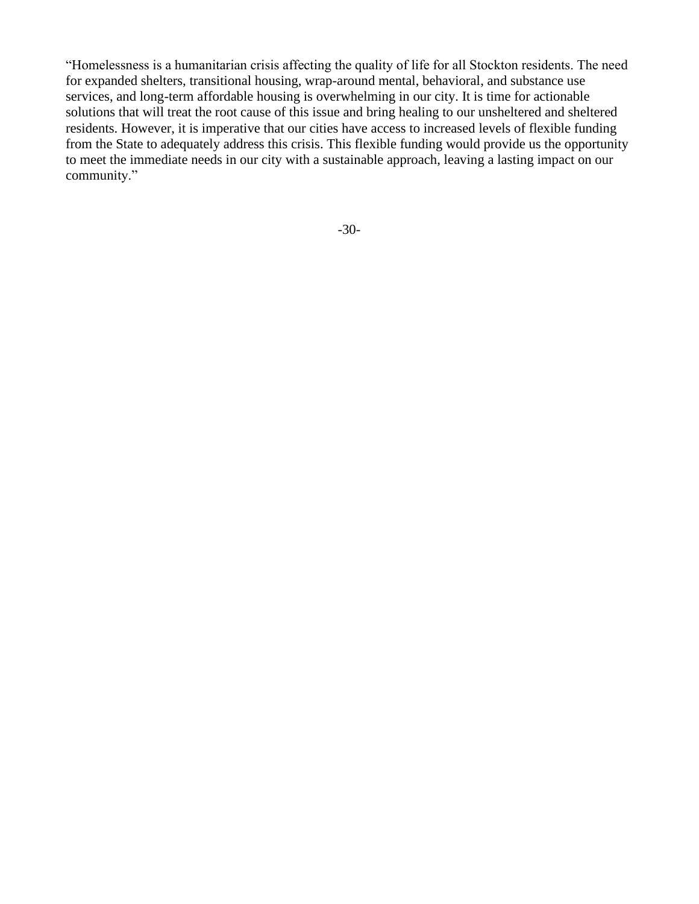"Homelessness is a humanitarian crisis affecting the quality of life for all Stockton residents. The need for expanded shelters, transitional housing, wrap-around mental, behavioral, and substance use services, and long-term affordable housing is overwhelming in our city. It is time for actionable solutions that will treat the root cause of this issue and bring healing to our unsheltered and sheltered residents. However, it is imperative that our cities have access to increased levels of flexible funding from the State to adequately address this crisis. This flexible funding would provide us the opportunity to meet the immediate needs in our city with a sustainable approach, leaving a lasting impact on our community."

-30-